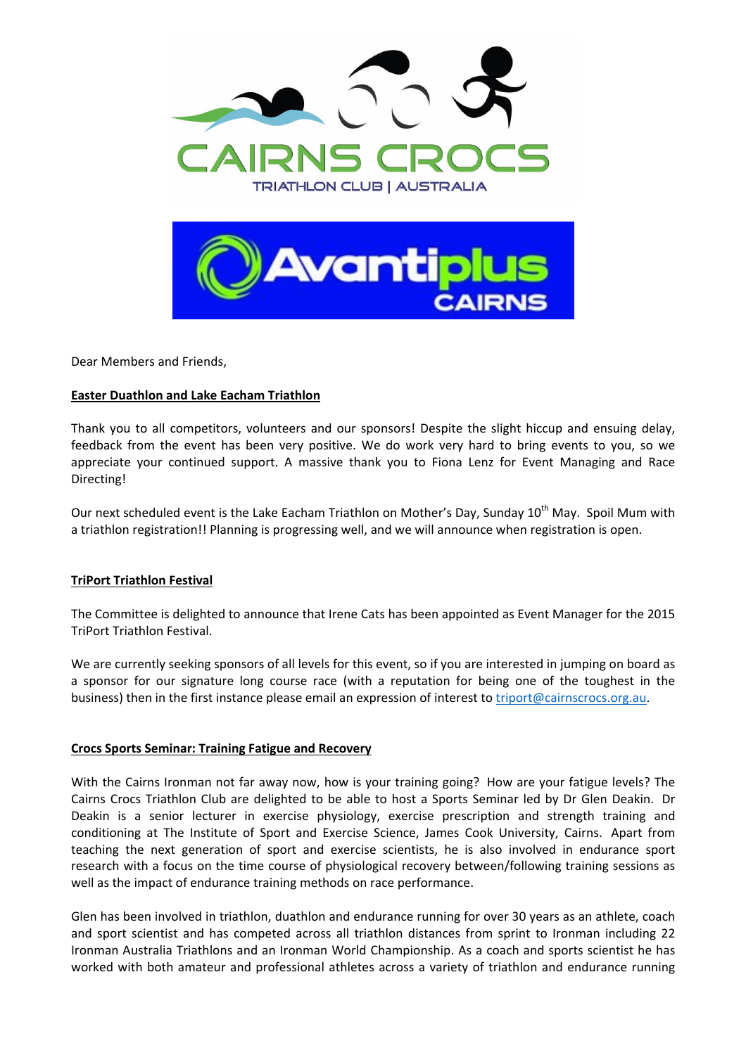Dear Members and Friends,

**Easter Duathlon and Lake Eacham Triathlon**

Thank you to all competitors, volunteers and our sponsors! Despite the slight hiccup and ensuing delay, feedback from the event has been very positive. We do work very hard to bring events to you, so we appreciate your continued support. A massive thank you to Fiona Lenz for Event Managing and Race Directing!

Our next scheduled event is the Lake Eacham Triathlon on Mother's Day, Sunday 10th May. Spoil Mum with a triathlon registration!! Planning is progressing well, and we will announce when registration is open.

**TriPort Triathlon Festival**

The Committee is delighted to announce that Irene Cats has been appointed as Event Manager for the 2015 TriPort Triathlon Festival.

We are currently seeking sponsors of all levels for this event, so if you are interested in jumping on board as a sponsor for our signature long course race (with a reputation for being one of the toughest in the business) then in the first instance please email an expression of interest to triport@cairnscrocs.org.au.

**Crocs Sports Seminar: Training Fatigue and Recovery**

With the Cairns Ironman not far away now, how is your training going? How are your fatigue levels? The Cairns Crocs Triathlon Club are delighted to be able to host a Sports Seminar led by Dr Glen Deakin. Dr Deakin is a senior lecturer in exercise physiology, exercise prescription and strength training and conditioning at The Institute of Sport and Exercise Science, James Cook University, Cairns. Apart from teaching the next generation of sport and exercise scientists, he is also involved in endurance sport research with a focus on the time course of physiological recovery between/following training sessions as well as the impact of endurance training methods on race performance.

Glen has been involved in triathlon, duathlon and endurance running for over 30 years as an athlete, coach and sport scientist and has competed across all triathlon distances from sprint to Ironman including 22 Ironman Australia Triathlons and an Ironman World Championship. As a coach and sports scientist he has worked with both amateur and professional athletes across a variety of triathlon and endurance running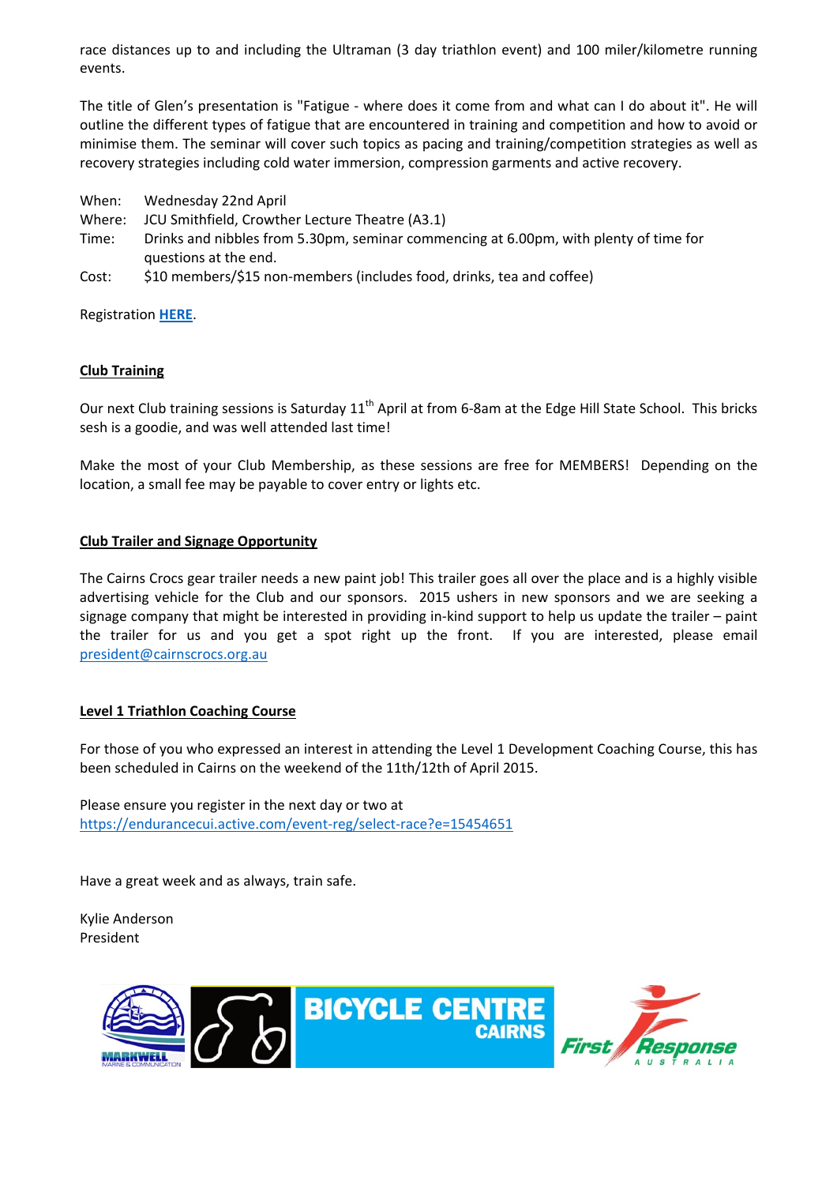race distances up to and including the Ultraman (3 day triathlon event) and 100 miler/kilometre running events.

The title of Glen's presentation is "Fatigue - where does it come from and what can I do about it". He will outline the different types of fatigue that are encountered in training and competition and how to avoid or minimise them. The seminar will cover such topics as pacing and training/competition strategies as well as recovery strategies including cold water immersion, compression garments and active recovery.

When: Wednesday 22nd April
Where: JCU Smithfield, Crowther Lecture Theatre (A3.1)
Time: Drinks and nibbles from 5.30pm, seminar commencing at 6.00pm, with plenty of time for questions at the end.
Cost: $10 members/$15 non-members (includes food, drinks, tea and coffee)

Registration **HERE**.

**Club Training**

Our next Club training sessions is Saturday 11th April at from 6-8am at the Edge Hill State School. This bricks sesh is a goodie, and was well attended last time!

Make the most of your Club Membership, as these sessions are free for MEMBERS! Depending on the location, a small fee may be payable to cover entry or lights etc.

**Club Trailer and Signage Opportunity**

The Cairns Crocs gear trailer needs a new paint job! This trailer goes all over the place and is a highly visible advertising vehicle for the Club and our sponsors. 2015 ushers in new sponsors and we are seeking a signage company that might be interested in providing in-kind support to help us update the trailer – paint the trailer for us and you get a spot right up the front. If you are interested, please email president@cairnscrocs.org.au

**Level 1 Triathlon Coaching Course**

For those of you who expressed an interest in attending the Level 1 Development Coaching Course, this has been scheduled in Cairns on the weekend of the 11th/12th of April 2015.

Please ensure you register in the next day or two at
https://endurancecui.active.com/event-reg/select-race?e=15454651

Have a great week and as always, train safe.

Kylie Anderson
President

MARKWELL MARINE & COMMUNICATION
BICYCLE CENTRE CAIRNS
First Response AUSTRALIA